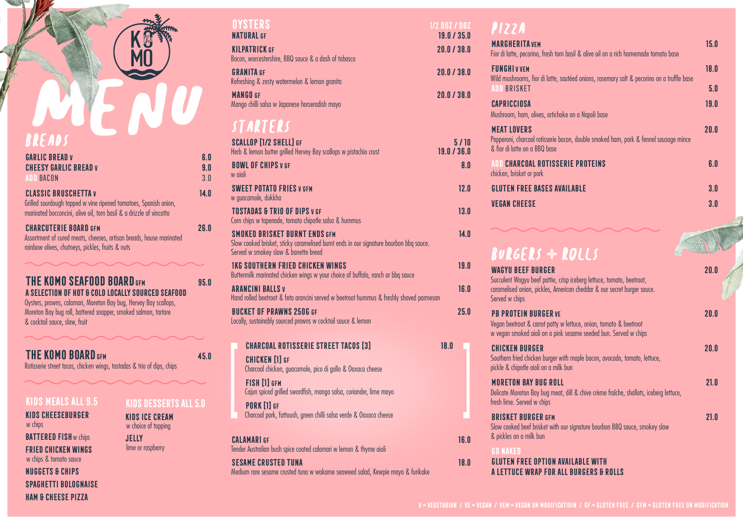# KOMO MENU

## BREADS

**GARLIC BREAD V** 6.0
**CHEESY GARLIC BREAD V** 9.0
ADD BACON 3.0

**CLASSIC BRUSCHETTA V** 14.0
Grilled sourdough topped w vine ripened tomatoes, Spanish onion, marinated bocconcini, olive oil, torn basil & a drizzle of vincotto

**CHARCUTERIE BOARD GFM** 26.0
Assortment of cured meats, cheeses, artisan breads, house marinated rainbow olives, chutneys, pickles, fruits & nuts

**THE KOMO SEAFOOD BOARD GFM** 95.0
**A SELECTION OF HOT & COLD LOCALLY SOURCED SEAFOOD**
Oysters, prawns, calamari, Moreton Bay bug, Hervey Bay scallops, Moreton Bay bug roll, battered snapper, smoked salmon, tartare & cocktail sauce, slaw, fruit

**THE KOMO BOARD GFM** 45.0
Rotisserie street tacos, chicken wings, tostadas & trio of dips, chips

## KIDS MEALS ALL 9.5

**KIDS CHEESEBURGER** w chips
**BATTERED FISH** w chips
**FRIED CHICKEN WINGS** w chips & tomato sauce
**NUGGETS & CHIPS**
**SPAGHETTI BOLOGNAISE**
**HAM & CHEESE PIZZA**

## KIDS DESSERTS ALL 5.0

**KIDS ICE CREAM** w choice of topping
**JELLY** lime or raspberry

## OYSTERS

1/2 DOZ / DOZ

**NATURAL GF** 19.0 / 35.0
**KILPATRICK GF** 20.0 / 38.0
Bacon, worcestershire, BBQ sauce & a dash of tobasco
**GRANITA GF** 20.0 / 38.0
Refreshing & zesty watermelon & lemon granita
**MANGO GF** 20.0 / 38.0
Mango chilli salsa w Japanese horseradish mayo

## STARTERS

**SCALLOP [1/2 SHELL] GF** 5 / 10 — 19.0 / 36.0
Herb & lemon butter grilled Hervey Bay scallops w pistachio crust

**BOWL OF CHIPS V GF** 8.0
w aioli

**SWEET POTATO FRIES V GFM** 12.0
w guacamole, dukkha

**TOSTADAS & TRIO OF DIPS V GF** 13.0
Corn chips w tapenade, tomato chipotle salsa & hummus

**SMOKED BRISKET BURNT ENDS GFM** 14.0
Slow cooked brisket, sticky caramelised burnt ends in our signature bourbon bbq sauce. Served w smokey slaw & banette bread

**1KG SOUTHERN FRIED CHICKEN WINGS** 19.0
Buttermilk marinated chicken wings w your choice of buffalo, ranch or bbq sauce

**ARANCINI BALLS V** 16.0
Hand rolled beetroot & feta arancini served w beetroot hummus & freshly shaved parmesan

**BUCKET OF PRAWNS 250G GF** 25.0
Locally, sustainably sourced prawns w cocktail sauce & lemon

**CHARCOAL ROTISSERIE STREET TACOS [3]** 18.0
- **CHICKEN [1] GF** — Charcoal chicken, guacamole, pico di gallo & Oaxaca cheese
- **FISH [1] GFM** — Cajun spiced grilled swordfish, mango salsa, coriander, lime mayo
- **PORK [1] GF** — Charcoal pork, fattoush, green chilli salsa verde & Oaxaca cheese

**CALAMARI GF** 16.0
Tender Australian bush spice coated calamari w lemon & thyme aioli

**SESAME CRUSTED TUNA** 18.0
Medium rare sesame crusted tuna w wakame seaweed salad, Kewpie mayo & furikake

## PIZZA

**MARGHERITA VEM** 15.0
Fior di latte, pecorino, fresh torn basil & olive oil on a rich homemade tomato base

**FUNGHI V VEM** 18.0
Wild mushrooms, fior di latte, sautéed onions, rosemary salt & pecorino on a truffle base
ADD BRISKET 5.0

**CAPRICCIOSA** 19.0
Mushroom, ham, olives, artichoke on a Napoli base

**MEAT LOVERS** 20.0
Pepperoni, charcoal rotisserie bacon, double smoked ham, pork & fennel sausage mince & fior di latte on a BBQ base

ADD **CHARCOAL ROTISSERIE PROTEINS** 6.0
chicken, brisket or pork

**GLUTEN FREE BASES AVAILABLE** 3.0

**VEGAN CHEESE** 3.0

## BURGERS + ROLLS

**WAGYU BEEF BURGER** 20.0
Succulent Wagyu beef pattie, crisp iceberg lettuce, tomato, beetroot, caramelised onion, pickles, American cheddar & our secret burger sauce. Served w chips

**PB PROTEIN BURGER VE** 20.0
Vegan beetroot & carrot patty w lettuce, onion, tomato & beetroot w vegan smoked aioli on a pink sesame seeded bun. Served w chips

**CHICKEN BURGER** 20.0
Southern fried chicken burger with maple bacon, avocado, tomato, lettuce, pickle & chipotle aioli on a milk bun

**MORETON BAY BUG ROLL** 21.0
Delicate Moreton Bay bug meat, dill & chive crème fraîche, shallots, iceberg lettuce, fresh lime. Served w chips

**BRISKET BURGER GFM** 21.0
Slow cooked beef brisket with our signature bourbon BBQ sauce, smokey slaw & pickles on a milk bun

GO NAKED
**GLUTEN FREE OPTION AVAILABLE WITH A LETTUCE WRAP FOR ALL BURGERS & ROLLS**

V = VEGETARIAN / VE = VEGAN / VEM = VEGAN ON MODIFICATIOIN / GF = GLUTEN FREE / GFM = GLUTEN FREE ON MODIFICATION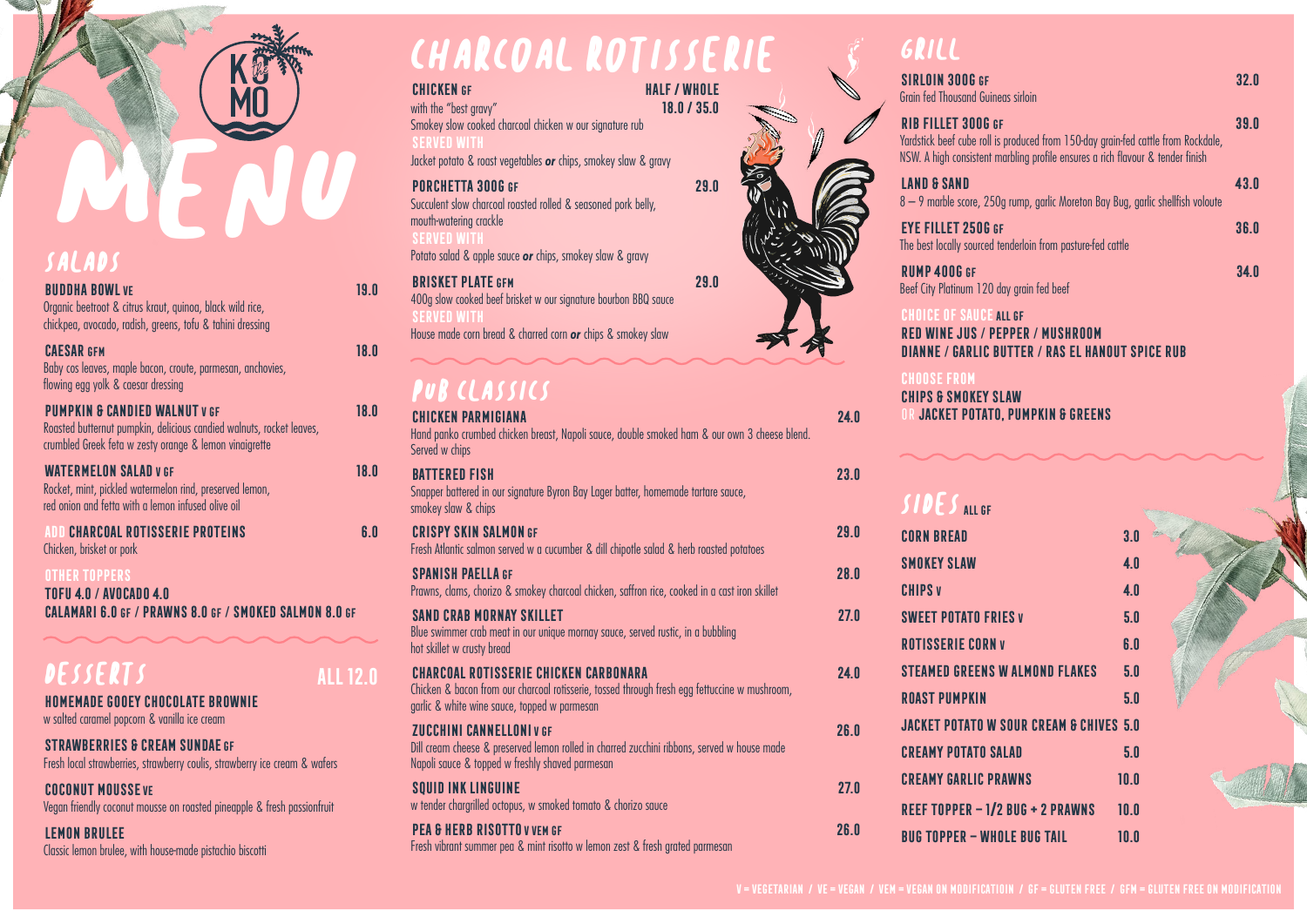# KOMO MENU

## SALADS

**BUDDHA BOWL VE** — 19.0
Organic beetroot & citrus kraut, quinoa, black wild rice, chickpea, avocado, radish, greens, tofu & tahini dressing

**CAESAR GFM** — 18.0
Baby cos leaves, maple bacon, croute, parmesan, anchovies, flowing egg yolk & caesar dressing

**PUMPKIN & CANDIED WALNUT V GF** — 18.0
Roasted butternut pumpkin, delicious candied walnuts, rocket leaves, crumbled Greek feta w zesty orange & lemon vinaigrette

**WATERMELON SALAD V GF** — 18.0
Rocket, mint, pickled watermelon rind, preserved lemon, red onion and fetta with a lemon infused olive oil

ADD **CHARCOAL ROTISSERIE PROTEINS** — 6.0
Chicken, brisket or pork

OTHER TOPPERS
**TOFU 4.0 / AVOCADO 4.0**
**CALAMARI 6.0 GF / PRAWNS 8.0 GF / SMOKED SALMON 8.0 GF**

## DESSERTS — ALL 12.0

**HOMEMADE GOOEY CHOCOLATE BROWNIE**
w salted caramel popcorn & vanilla ice cream

**STRAWBERRIES & CREAM SUNDAE GF**
Fresh local strawberries, strawberry coulis, strawberry ice cream & wafers

**COCONUT MOUSSE VE**
Vegan friendly coconut mousse on roasted pineapple & fresh passionfruit

**LEMON BRULEE**
Classic lemon brulee, with house-made pistachio biscotti

## CHARCOAL ROTISSERIE

**CHICKEN GF** — HALF / WHOLE 18.0 / 35.0
with the "best gravy"
Smokey slow cooked charcoal chicken w our signature rub
SERVED WITH
Jacket potato & roast vegetables *or* chips, smokey slaw & gravy

**PORCHETTA 300G GF** — 29.0
Succulent slow charcoal roasted rolled & seasoned pork belly, mouth-watering crackle
SERVED WITH
Potato salad & apple sauce *or* chips, smokey slaw & gravy

**BRISKET PLATE GFM** — 29.0
400g slow cooked beef brisket w our signature bourbon BBQ sauce
SERVED WITH
House made corn bread & charred corn *or* chips & smokey slaw

## PUB CLASSICS

**CHICKEN PARMIGIANA** — 24.0
Hand panko crumbed chicken breast, Napoli sauce, double smoked ham & our own 3 cheese blend. Served w chips

**BATTERED FISH** — 23.0
Snapper battered in our signature Byron Bay Lager batter, homemade tartare sauce, smokey slaw & chips

**CRISPY SKIN SALMON GF** — 29.0
Fresh Atlantic salmon served w a cucumber & dill chipotle salad & herb roasted potatoes

**SPANISH PAELLA GF** — 28.0
Prawns, clams, chorizo & smokey charcoal chicken, saffron rice, cooked in a cast iron skillet

**SAND CRAB MORNAY SKILLET** — 27.0
Blue swimmer crab meat in our unique mornay sauce, served rustic, in a bubbling hot skillet w crusty bread

**CHARCOAL ROTISSERIE CHICKEN CARBONARA** — 24.0
Chicken & bacon from our charcoal rotisserie, tossed through fresh egg fettuccine w mushroom, garlic & white wine sauce, topped w parmesan

**ZUCCHINI CANNELLONI V GF** — 26.0
Dill cream cheese & preserved lemon rolled in charred zucchini ribbons, served w house made Napoli sauce & topped w freshly shaved parmesan

**SQUID INK LINGUINE** — 27.0
w tender chargrilled octopus, w smoked tomato & chorizo sauce

**PEA & HERB RISOTTO V VEM GF** — 26.0
Fresh vibrant summer pea & mint risotto w lemon zest & fresh grated parmesan

## GRILL

**SIRLOIN 300G GF** — 32.0
Grain fed Thousand Guineas sirloin

**RIB FILLET 300G GF** — 39.0
Yardstick beef cube roll is produced from 150-day grain-fed cattle from Rockdale, NSW. A high consistent marbling profile ensures a rich flavour & tender finish

**LAND & SAND** — 43.0
8 – 9 marble score, 250g rump, garlic Moreton Bay Bug, garlic shellfish veloute

**EYE FILLET 250G GF** — 36.0
The best locally sourced tenderloin from pasture-fed cattle

**RUMP 400G GF** — 34.0
Beef City Platinum 120 day grain fed beef

CHOICE OF SAUCE ALL GF
**RED WINE JUS / PEPPER / MUSHROOM**
**DIANNE / GARLIC BUTTER / RAS EL HANOUT SPICE RUB**

CHOOSE FROM
**CHIPS & SMOKEY SLAW**
OR **JACKET POTATO, PUMPKIN & GREENS**

## SIDES ALL GF

| | |
|---|---|
| CORN BREAD | 3.0 |
| SMOKEY SLAW | 4.0 |
| CHIPS V | 4.0 |
| SWEET POTATO FRIES V | 5.0 |
| ROTISSERIE CORN V | 6.0 |
| STEAMED GREENS W ALMOND FLAKES | 5.0 |
| ROAST PUMPKIN | 5.0 |
| JACKET POTATO W SOUR CREAM & CHIVES | 5.0 |
| CREAMY POTATO SALAD | 5.0 |
| CREAMY GARLIC PRAWNS | 10.0 |
| REEF TOPPER – 1/2 BUG + 2 PRAWNS | 10.0 |
| BUG TOPPER – WHOLE BUG TAIL | 10.0 |

V = VEGETARIAN / VE = VEGAN / VEM = VEGAN ON MODIFICATION / GF = GLUTEN FREE / GFM = GLUTEN FREE ON MODIFICATION